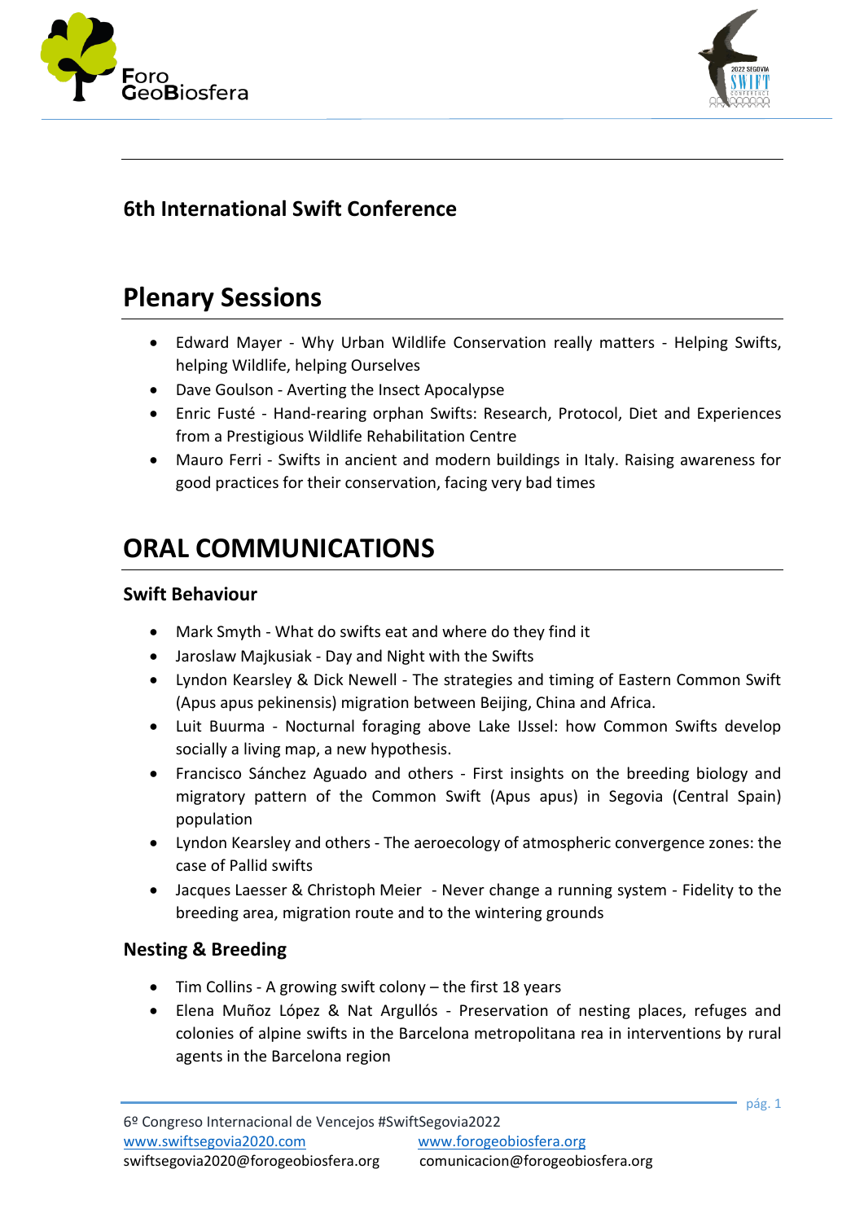## 6th International Swift Conference

# Plenary Sessions

- Edward Mayer - Why Urban Wildlife Conservation really matters - Helping Swifts, helping Wildlife, helping Ourselves
- Dave Goulson - Averting the Insect Apocalypse
- Enric Fusté - Hand-rearing orphan Swifts: Research, Protocol, Diet and Experiences from a Prestigious Wildlife Rehabilitation Centre
- Mauro Ferri - Swifts in ancient and modern buildings in Italy. Raising awareness for good practices for their conservation, facing very bad times

# ORAL COMMUNICATIONS

### Swift Behaviour

- Mark Smyth - What do swifts eat and where do they find it
- Jaroslaw Majkusiak - Day and Night with the Swifts
- Lyndon Kearsley & Dick Newell - The strategies and timing of Eastern Common Swift (Apus apus pekinensis) migration between Beijing, China and Africa.
- Luit Buurma - Nocturnal foraging above Lake IJssel: how Common Swifts develop socially a living map, a new hypothesis.
- Francisco Sánchez Aguado and others - First insights on the breeding biology and migratory pattern of the Common Swift (Apus apus) in Segovia (Central Spain) population
- Lyndon Kearsley and others - The aeroecology of atmospheric convergence zones: the case of Pallid swifts
- Jacques Laesser & Christoph Meier - Never change a running system - Fidelity to the breeding area, migration route and to the wintering grounds

### Nesting & Breeding

- Tim Collins - A growing swift colony – the first 18 years
- Elena Muñoz López & Nat Argullós - Preservation of nesting places, refuges and colonies of alpine swifts in the Barcelona metropolitana rea in interventions by rural agents in the Barcelona region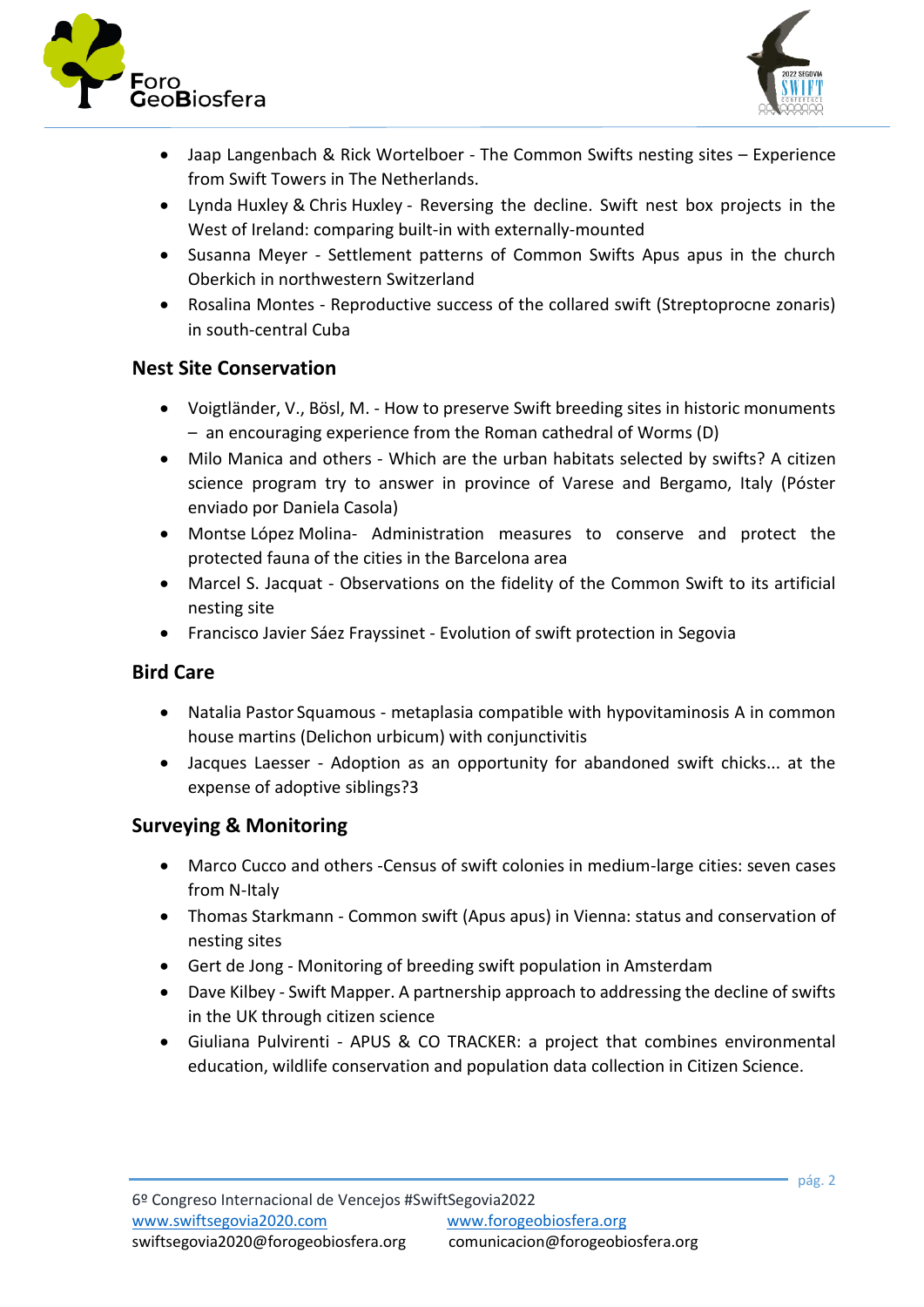- Jaap Langenbach & Rick Wortelboer - The Common Swifts nesting sites – Experience from Swift Towers in The Netherlands.
- Lynda Huxley & Chris Huxley - Reversing the decline. Swift nest box projects in the West of Ireland: comparing built-in with externally-mounted
- Susanna Meyer - Settlement patterns of Common Swifts Apus apus in the church Oberkich in northwestern Switzerland
- Rosalina Montes - Reproductive success of the collared swift (Streptoprocne zonaris) in south-central Cuba

### Nest Site Conservation

- Voigtländer, V., Bösl, M. - How to preserve Swift breeding sites in historic monuments – an encouraging experience from the Roman cathedral of Worms (D)
- Milo Manica and others - Which are the urban habitats selected by swifts? A citizen science program try to answer in province of Varese and Bergamo, Italy (Póster enviado por Daniela Casola)
- Montse López Molina- Administration measures to conserve and protect the protected fauna of the cities in the Barcelona area
- Marcel S. Jacquat - Observations on the fidelity of the Common Swift to its artificial nesting site
- Francisco Javier Sáez Frayssinet - Evolution of swift protection in Segovia

### Bird Care

- Natalia Pastor Squamous - metaplasia compatible with hypovitaminosis A in common house martins (Delichon urbicum) with conjunctivitis
- Jacques Laesser - Adoption as an opportunity for abandoned swift chicks... at the expense of adoptive siblings?3

### Surveying & Monitoring

- Marco Cucco and others -Census of swift colonies in medium-large cities: seven cases from N-Italy
- Thomas Starkmann - Common swift (Apus apus) in Vienna: status and conservation of nesting sites
- Gert de Jong - Monitoring of breeding swift population in Amsterdam
- Dave Kilbey - Swift Mapper. A partnership approach to addressing the decline of swifts in the UK through citizen science
- Giuliana Pulvirenti - APUS & CO TRACKER: a project that combines environmental education, wildlife conservation and population data collection in Citizen Science.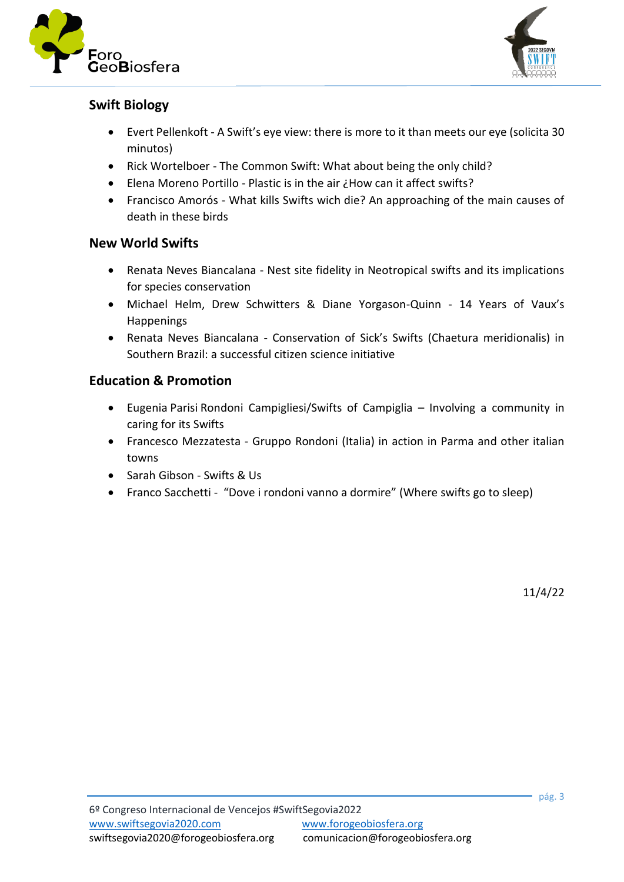## Swift Biology

- Evert Pellenkoft - A Swift's eye view: there is more to it than meets our eye (solicita 30 minutos)
- Rick Wortelboer - The Common Swift: What about being the only child?
- Elena Moreno Portillo - Plastic is in the air ¿How can it affect swifts?
- Francisco Amorós - What kills Swifts wich die? An approaching of the main causes of death in these birds

## New World Swifts

- Renata Neves Biancalana - Nest site fidelity in Neotropical swifts and its implications for species conservation
- Michael Helm, Drew Schwitters & Diane Yorgason-Quinn - 14 Years of Vaux's Happenings
- Renata Neves Biancalana - Conservation of Sick's Swifts (Chaetura meridionalis) in Southern Brazil: a successful citizen science initiative

## Education & Promotion

- Eugenia Parisi Rondoni Campigliesi/Swifts of Campiglia – Involving a community in caring for its Swifts
- Francesco Mezzatesta - Gruppo Rondoni (Italia) in action in Parma and other italian towns
- Sarah Gibson - Swifts & Us
- Franco Sacchetti - "Dove i rondoni vanno a dormire" (Where swifts go to sleep)

11/4/22